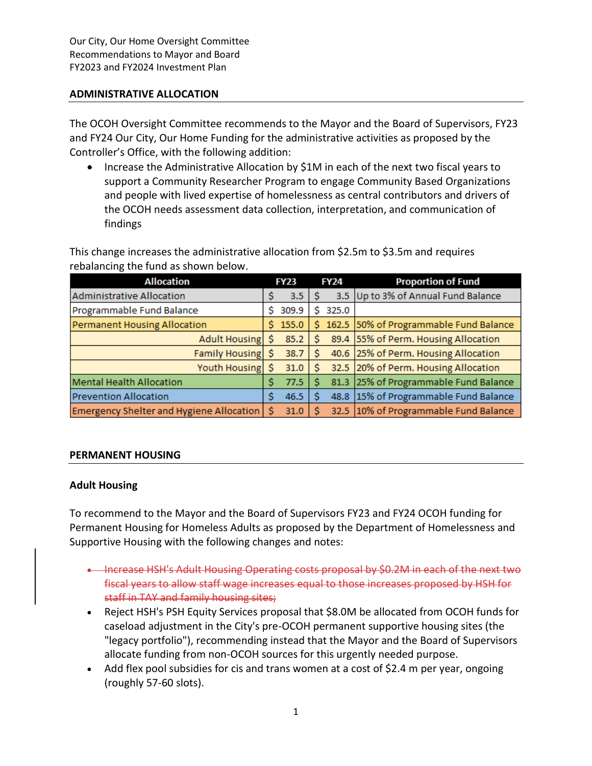Our City, Our Home Oversight Committee
Recommendations to Mayor and Board
FY2023 and FY2024 Investment Plan

## ADMINISTRATIVE ALLOCATION

The OCOH Oversight Committee recommends to the Mayor and the Board of Supervisors, FY23 and FY24 Our City, Our Home Funding for the administrative activities as proposed by the Controller's Office, with the following addition:

- Increase the Administrative Allocation by $1M in each of the next two fiscal years to support a Community Researcher Program to engage Community Based Organizations and people with lived expertise of homelessness as central contributors and drivers of the OCOH needs assessment data collection, interpretation, and communication of findings

This change increases the administrative allocation from $2.5m to $3.5m and requires rebalancing the fund as shown below.

| Allocation | FY23 | FY24 | Proportion of Fund |
|---|---|---|---|
| Administrative Allocation | $ 3.5 | $ 3.5 | Up to 3% of Annual Fund Balance |
| Programmable Fund Balance | $ 309.9 | $ 325.0 | |
| Permanent Housing Allocation | $ 155.0 | $ 162.5 | 50% of Programmable Fund Balance |
| Adult Housing | $ 85.2 | $ 89.4 | 55% of Perm. Housing Allocation |
| Family Housing | $ 38.7 | $ 40.6 | 25% of Perm. Housing Allocation |
| Youth Housing | $ 31.0 | $ 32.5 | 20% of Perm. Housing Allocation |
| Mental Health Allocation | $ 77.5 | $ 81.3 | 25% of Programmable Fund Balance |
| Prevention Allocation | $ 46.5 | $ 48.8 | 15% of Programmable Fund Balance |
| Emergency Shelter and Hygiene Allocation | $ 31.0 | $ 32.5 | 10% of Programmable Fund Balance |

## PERMANENT HOUSING

### Adult Housing

To recommend to the Mayor and the Board of Supervisors FY23 and FY24 OCOH funding for Permanent Housing for Homeless Adults as proposed by the Department of Homelessness and Supportive Housing with the following changes and notes:

- ~~Increase HSH's Adult Housing Operating costs proposal by $0.2M in each of the next two fiscal years to allow staff wage increases equal to those increases proposed by HSH for staff in TAY and family housing sites;~~
- Reject HSH's PSH Equity Services proposal that $8.0M be allocated from OCOH funds for caseload adjustment in the City's pre-OCOH permanent supportive housing sites (the "legacy portfolio"), recommending instead that the Mayor and the Board of Supervisors allocate funding from non-OCOH sources for this urgently needed purpose.
- Add flex pool subsidies for cis and trans women at a cost of $2.4 m per year, ongoing (roughly 57-60 slots).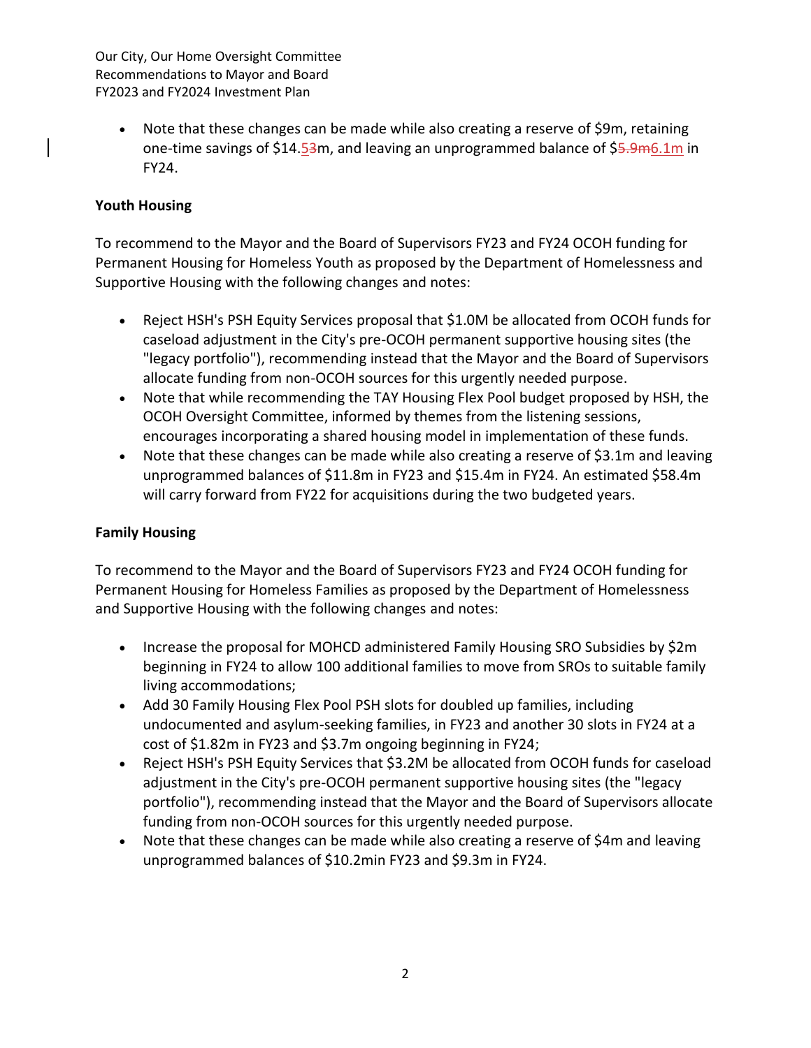- Note that these changes can be made while also creating a reserve of $9m, retaining one-time savings of $14.~~5~~3m, and leaving an unprogrammed balance of $~~5.9m~~6.1m in FY24.

**Youth Housing**

To recommend to the Mayor and the Board of Supervisors FY23 and FY24 OCOH funding for Permanent Housing for Homeless Youth as proposed by the Department of Homelessness and Supportive Housing with the following changes and notes:

- Reject HSH's PSH Equity Services proposal that $1.0M be allocated from OCOH funds for caseload adjustment in the City's pre-OCOH permanent supportive housing sites (the "legacy portfolio"), recommending instead that the Mayor and the Board of Supervisors allocate funding from non-OCOH sources for this urgently needed purpose.
- Note that while recommending the TAY Housing Flex Pool budget proposed by HSH, the OCOH Oversight Committee, informed by themes from the listening sessions, encourages incorporating a shared housing model in implementation of these funds.
- Note that these changes can be made while also creating a reserve of $3.1m and leaving unprogrammed balances of $11.8m in FY23 and $15.4m in FY24. An estimated $58.4m will carry forward from FY22 for acquisitions during the two budgeted years.

**Family Housing**

To recommend to the Mayor and the Board of Supervisors FY23 and FY24 OCOH funding for Permanent Housing for Homeless Families as proposed by the Department of Homelessness and Supportive Housing with the following changes and notes:

- Increase the proposal for MOHCD administered Family Housing SRO Subsidies by $2m beginning in FY24 to allow 100 additional families to move from SROs to suitable family living accommodations;
- Add 30 Family Housing Flex Pool PSH slots for doubled up families, including undocumented and asylum-seeking families, in FY23 and another 30 slots in FY24 at a cost of $1.82m in FY23 and $3.7m ongoing beginning in FY24;
- Reject HSH's PSH Equity Services that $3.2M be allocated from OCOH funds for caseload adjustment in the City's pre-OCOH permanent supportive housing sites (the "legacy portfolio"), recommending instead that the Mayor and the Board of Supervisors allocate funding from non-OCOH sources for this urgently needed purpose.
- Note that these changes can be made while also creating a reserve of $4m and leaving unprogrammed balances of $10.2min FY23 and $9.3m in FY24.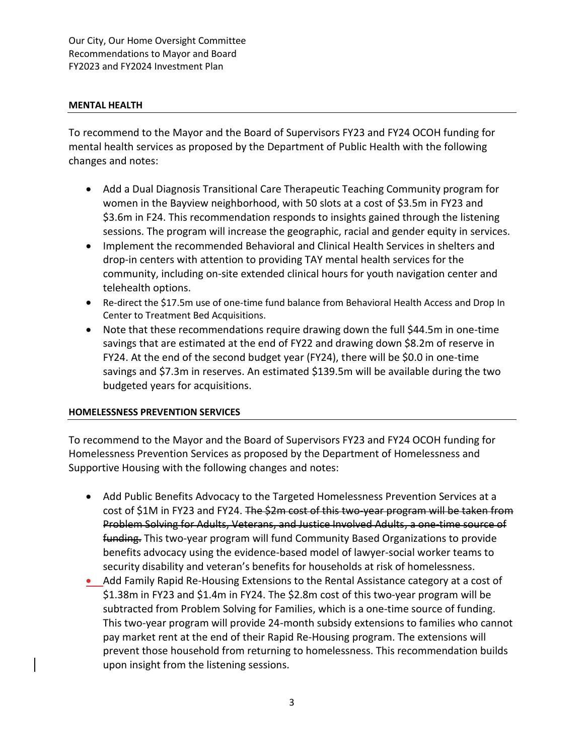## MENTAL HEALTH

To recommend to the Mayor and the Board of Supervisors FY23 and FY24 OCOH funding for mental health services as proposed by the Department of Public Health with the following changes and notes:

- Add a Dual Diagnosis Transitional Care Therapeutic Teaching Community program for women in the Bayview neighborhood, with 50 slots at a cost of $3.5m in FY23 and $3.6m in F24. This recommendation responds to insights gained through the listening sessions. The program will increase the geographic, racial and gender equity in services.
- Implement the recommended Behavioral and Clinical Health Services in shelters and drop-in centers with attention to providing TAY mental health services for the community, including on-site extended clinical hours for youth navigation center and telehealth options.
- Re-direct the $17.5m use of one-time fund balance from Behavioral Health Access and Drop In Center to Treatment Bed Acquisitions.
- Note that these recommendations require drawing down the full $44.5m in one-time savings that are estimated at the end of FY22 and drawing down $8.2m of reserve in FY24. At the end of the second budget year (FY24), there will be $0.0 in one-time savings and $7.3m in reserves. An estimated $139.5m will be available during the two budgeted years for acquisitions.

## HOMELESSNESS PREVENTION SERVICES

To recommend to the Mayor and the Board of Supervisors FY23 and FY24 OCOH funding for Homelessness Prevention Services as proposed by the Department of Homelessness and Supportive Housing with the following changes and notes:

- Add Public Benefits Advocacy to the Targeted Homelessness Prevention Services at a cost of $1M in FY23 and FY24. ~~The $2m cost of this two-year program will be taken from Problem Solving for Adults, Veterans, and Justice Involved Adults, a one-time source of funding.~~ This two-year program will fund Community Based Organizations to provide benefits advocacy using the evidence-based model of lawyer-social worker teams to security disability and veteran's benefits for households at risk of homelessness.
- Add Family Rapid Re-Housing Extensions to the Rental Assistance category at a cost of $1.38m in FY23 and $1.4m in FY24. The $2.8m cost of this two-year program will be subtracted from Problem Solving for Families, which is a one-time source of funding. This two-year program will provide 24-month subsidy extensions to families who cannot pay market rent at the end of their Rapid Re-Housing program. The extensions will prevent those household from returning to homelessness. This recommendation builds upon insight from the listening sessions.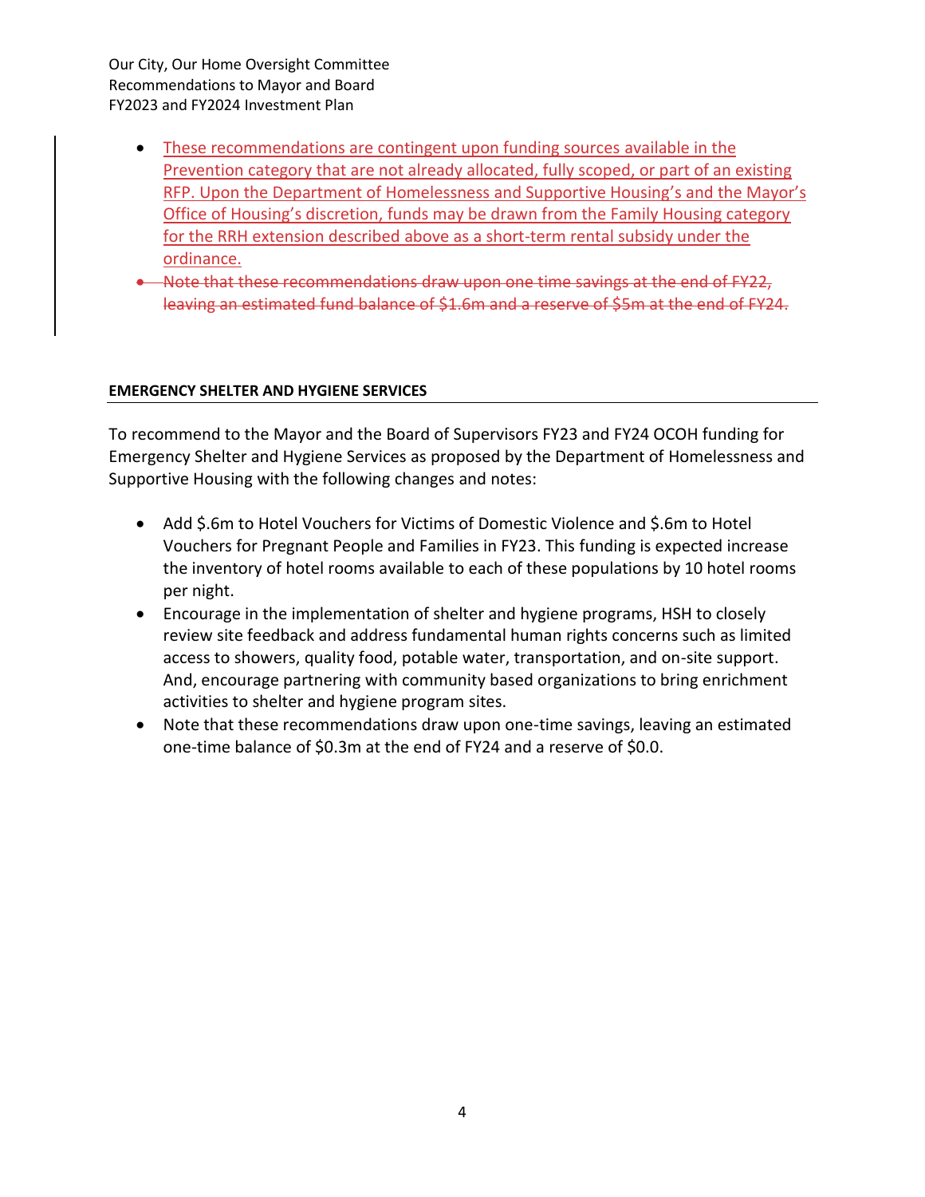- These recommendations are contingent upon funding sources available in the Prevention category that are not already allocated, fully scoped, or part of an existing RFP. Upon the Department of Homelessness and Supportive Housing's and the Mayor's Office of Housing's discretion, funds may be drawn from the Family Housing category for the RRH extension described above as a short-term rental subsidy under the ordinance.
- ~~Note that these recommendations draw upon one time savings at the end of FY22, leaving an estimated fund balance of $1.6m and a reserve of $5m at the end of FY24.~~

**EMERGENCY SHELTER AND HYGIENE SERVICES**

To recommend to the Mayor and the Board of Supervisors FY23 and FY24 OCOH funding for Emergency Shelter and Hygiene Services as proposed by the Department of Homelessness and Supportive Housing with the following changes and notes:

- Add $.6m to Hotel Vouchers for Victims of Domestic Violence and $.6m to Hotel Vouchers for Pregnant People and Families in FY23. This funding is expected increase the inventory of hotel rooms available to each of these populations by 10 hotel rooms per night.
- Encourage in the implementation of shelter and hygiene programs, HSH to closely review site feedback and address fundamental human rights concerns such as limited access to showers, quality food, potable water, transportation, and on-site support. And, encourage partnering with community based organizations to bring enrichment activities to shelter and hygiene program sites.
- Note that these recommendations draw upon one-time savings, leaving an estimated one-time balance of $0.3m at the end of FY24 and a reserve of $0.0.